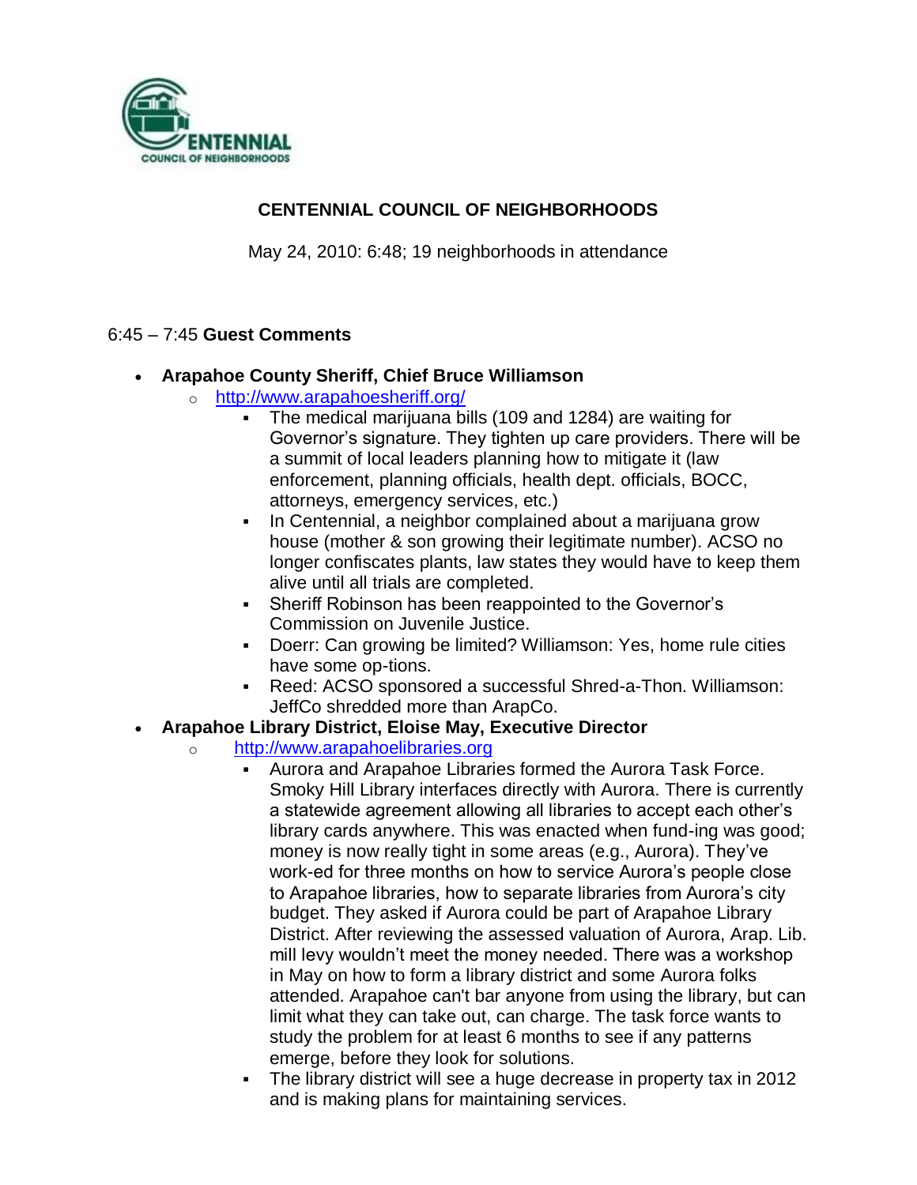# CENTENNIAL COUNCIL OF NEIGHBORHOODS

May 24, 2010: 6:48; 19 neighborhoods in attendance

6:45 – 7:45 **Guest Comments**

- **Arapahoe County Sheriff, Chief Bruce Williamson**
  - http://www.arapahoesheriff.org/
    - The medical marijuana bills (109 and 1284) are waiting for Governor's signature. They tighten up care providers. There will be a summit of local leaders planning how to mitigate it (law enforcement, planning officials, health dept. officials, BOCC, attorneys, emergency services, etc.)
    - In Centennial, a neighbor complained about a marijuana grow house (mother & son growing their legitimate number). ACSO no longer confiscates plants, law states they would have to keep them alive until all trials are completed.
    - Sheriff Robinson has been reappointed to the Governor's Commission on Juvenile Justice.
    - Doerr: Can growing be limited? Williamson: Yes, home rule cities have some op-tions.
    - Reed: ACSO sponsored a successful Shred-a-Thon. Williamson: JeffCo shredded more than ArapCo.
- **Arapahoe Library District, Eloise May, Executive Director**
  - http://www.arapahoelibraries.org
    - Aurora and Arapahoe Libraries formed the Aurora Task Force. Smoky Hill Library interfaces directly with Aurora. There is currently a statewide agreement allowing all libraries to accept each other's library cards anywhere. This was enacted when fund-ing was good; money is now really tight in some areas (e.g., Aurora). They've work-ed for three months on how to service Aurora's people close to Arapahoe libraries, how to separate libraries from Aurora's city budget. They asked if Aurora could be part of Arapahoe Library District. After reviewing the assessed valuation of Aurora, Arap. Lib. mill levy wouldn't meet the money needed. There was a workshop in May on how to form a library district and some Aurora folks attended. Arapahoe can't bar anyone from using the library, but can limit what they can take out, can charge. The task force wants to study the problem for at least 6 months to see if any patterns emerge, before they look for solutions.
    - The library district will see a huge decrease in property tax in 2012 and is making plans for maintaining services.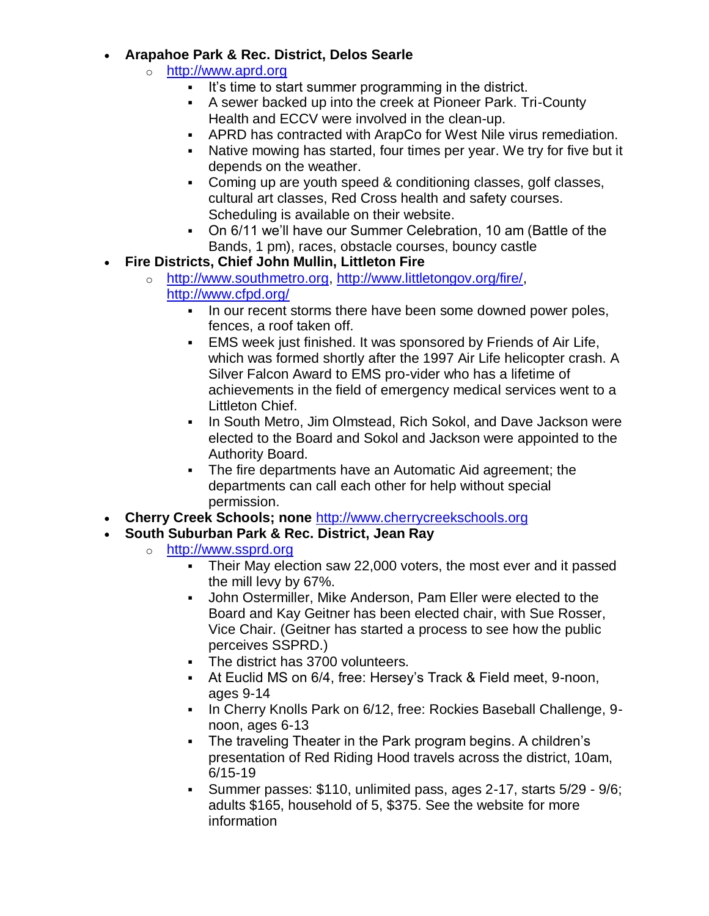- **Arapahoe Park & Rec. District, Delos Searle**
  - http://www.aprd.org
    - It's time to start summer programming in the district.
    - A sewer backed up into the creek at Pioneer Park. Tri-County Health and ECCV were involved in the clean-up.
    - APRD has contracted with ArapCo for West Nile virus remediation.
    - Native mowing has started, four times per year. We try for five but it depends on the weather.
    - Coming up are youth speed & conditioning classes, golf classes, cultural art classes, Red Cross health and safety courses. Scheduling is available on their website.
    - On 6/11 we'll have our Summer Celebration, 10 am (Battle of the Bands, 1 pm), races, obstacle courses, bouncy castle
- **Fire Districts, Chief John Mullin, Littleton Fire**
  - http://www.southmetro.org, http://www.littletongov.org/fire/, http://www.cfpd.org/
    - In our recent storms there have been some downed power poles, fences, a roof taken off.
    - EMS week just finished. It was sponsored by Friends of Air Life, which was formed shortly after the 1997 Air Life helicopter crash. A Silver Falcon Award to EMS pro-vider who has a lifetime of achievements in the field of emergency medical services went to a Littleton Chief.
    - In South Metro, Jim Olmstead, Rich Sokol, and Dave Jackson were elected to the Board and Sokol and Jackson were appointed to the Authority Board.
    - The fire departments have an Automatic Aid agreement; the departments can call each other for help without special permission.
- **Cherry Creek Schools; none** http://www.cherrycreekschools.org
- **South Suburban Park & Rec. District, Jean Ray**
  - http://www.ssprd.org
    - Their May election saw 22,000 voters, the most ever and it passed the mill levy by 67%.
    - John Ostermiller, Mike Anderson, Pam Eller were elected to the Board and Kay Geitner has been elected chair, with Sue Rosser, Vice Chair. (Geitner has started a process to see how the public perceives SSPRD.)
    - The district has 3700 volunteers.
    - At Euclid MS on 6/4, free: Hersey's Track & Field meet, 9-noon, ages 9-14
    - In Cherry Knolls Park on 6/12, free: Rockies Baseball Challenge, 9-noon, ages 6-13
    - The traveling Theater in the Park program begins. A children's presentation of Red Riding Hood travels across the district, 10am, 6/15-19
    - Summer passes: $110, unlimited pass, ages 2-17, starts 5/29 - 9/6; adults $165, household of 5, $375. See the website for more information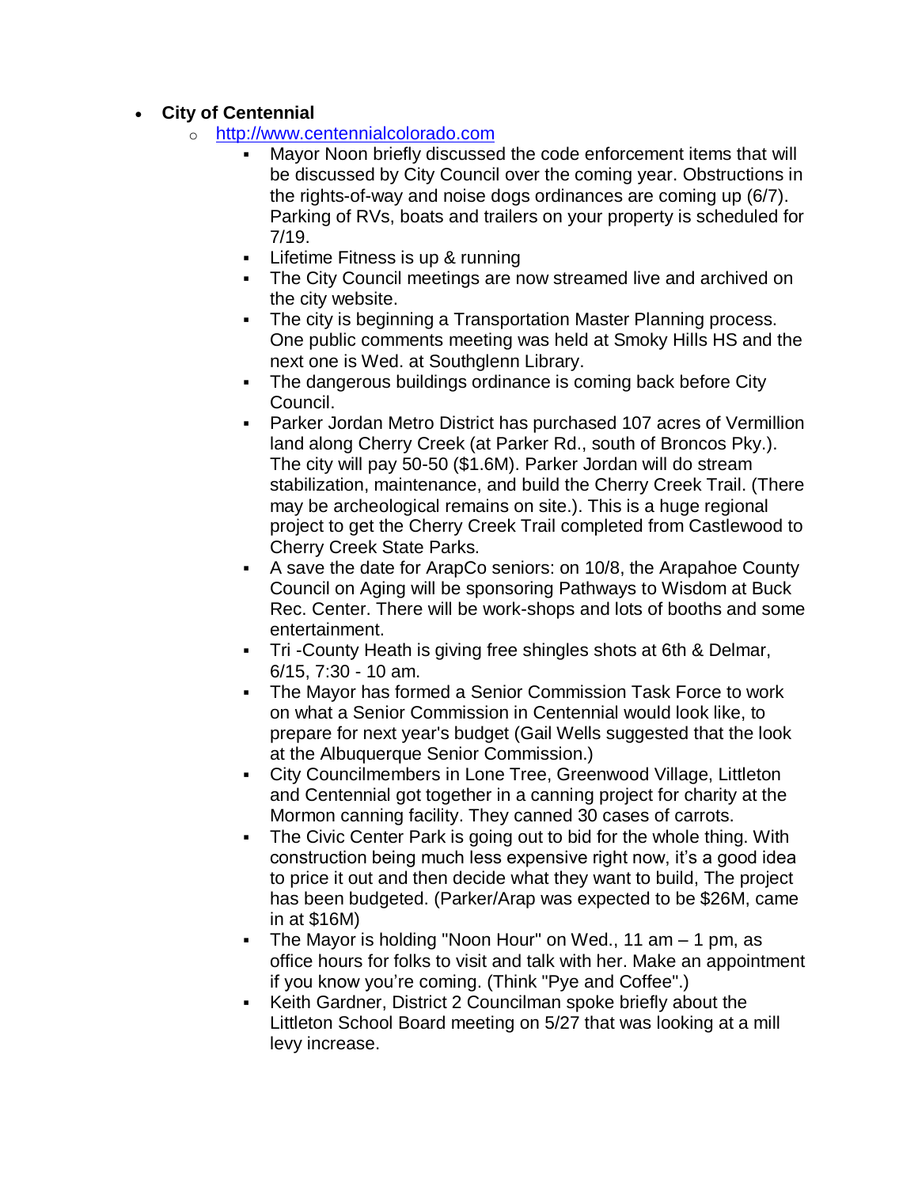- **City of Centennial**
  - [http://www.centennialcolorado.com](http://www.centennialcolorado.com)
    - Mayor Noon briefly discussed the code enforcement items that will be discussed by City Council over the coming year. Obstructions in the rights-of-way and noise dogs ordinances are coming up (6/7). Parking of RVs, boats and trailers on your property is scheduled for 7/19.
    - Lifetime Fitness is up & running
    - The City Council meetings are now streamed live and archived on the city website.
    - The city is beginning a Transportation Master Planning process. One public comments meeting was held at Smoky Hills HS and the next one is Wed. at Southglenn Library.
    - The dangerous buildings ordinance is coming back before City Council.
    - Parker Jordan Metro District has purchased 107 acres of Vermillion land along Cherry Creek (at Parker Rd., south of Broncos Pky.). The city will pay 50-50 ($1.6M). Parker Jordan will do stream stabilization, maintenance, and build the Cherry Creek Trail. (There may be archeological remains on site.). This is a huge regional project to get the Cherry Creek Trail completed from Castlewood to Cherry Creek State Parks.
    - A save the date for ArapCo seniors: on 10/8, the Arapahoe County Council on Aging will be sponsoring Pathways to Wisdom at Buck Rec. Center. There will be work-shops and lots of booths and some entertainment.
    - Tri -County Heath is giving free shingles shots at 6th & Delmar, 6/15, 7:30 - 10 am.
    - The Mayor has formed a Senior Commission Task Force to work on what a Senior Commission in Centennial would look like, to prepare for next year's budget (Gail Wells suggested that the look at the Albuquerque Senior Commission.)
    - City Councilmembers in Lone Tree, Greenwood Village, Littleton and Centennial got together in a canning project for charity at the Mormon canning facility. They canned 30 cases of carrots.
    - The Civic Center Park is going out to bid for the whole thing. With construction being much less expensive right now, it's a good idea to price it out and then decide what they want to build, The project has been budgeted. (Parker/Arap was expected to be $26M, came in at $16M)
    - The Mayor is holding "Noon Hour" on Wed., 11 am – 1 pm, as office hours for folks to visit and talk with her. Make an appointment if you know you're coming. (Think "Pye and Coffee".)
    - Keith Gardner, District 2 Councilman spoke briefly about the Littleton School Board meeting on 5/27 that was looking at a mill levy increase.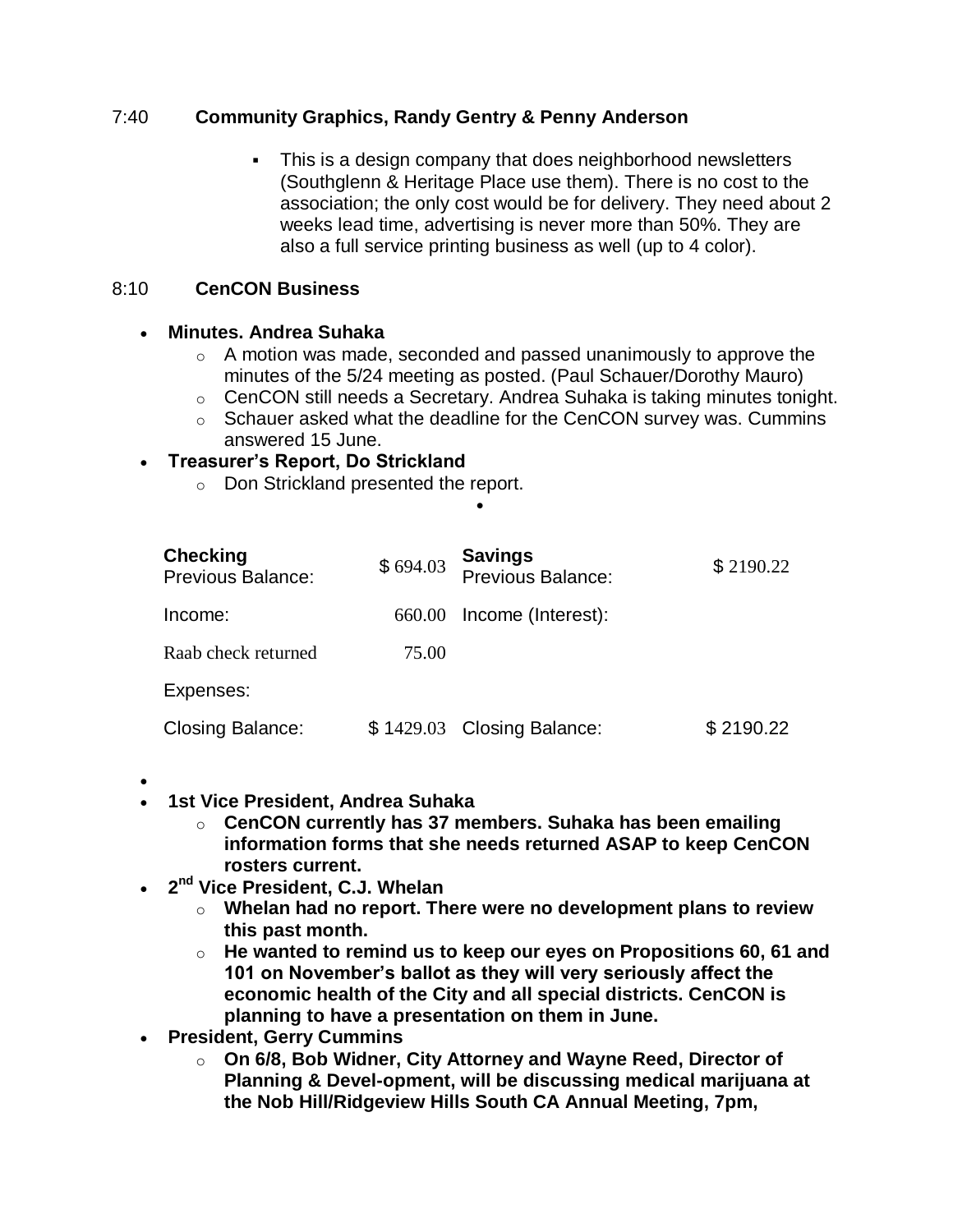7:40 **Community Graphics, Randy Gentry & Penny Anderson**

- This is a design company that does neighborhood newsletters (Southglenn & Heritage Place use them). There is no cost to the association; the only cost would be for delivery. They need about 2 weeks lead time, advertising is never more than 50%. They are also a full service printing business as well (up to 4 color).

8:10 **CenCON Business**

- **Minutes. Andrea Suhaka**
  - A motion was made, seconded and passed unanimously to approve the minutes of the 5/24 meeting as posted. (Paul Schauer/Dorothy Mauro)
  - CenCON still needs a Secretary. Andrea Suhaka is taking minutes tonight.
  - Schauer asked what the deadline for the CenCON survey was. Cummins answered 15 June.
- **Treasurer's Report, Do Strickland**
  - Don Strickland presented the report.

| **Checking** Previous Balance: | $ 694.03 | **Savings** Previous Balance: | $ 2190.22 |
|---|---|---|---|
| Income: | 660.00 | Income (Interest): | |
| Raab check returned | 75.00 | | |
| Expenses: | | | |
| Closing Balance: | $ 1429.03 | Closing Balance: | $ 2190.22 |

- **1st Vice President, Andrea Suhaka**
  - **CenCON currently has 37 members. Suhaka has been emailing information forms that she needs returned ASAP to keep CenCON rosters current.**
- **2nd Vice President, C.J. Whelan**
  - **Whelan had no report. There were no development plans to review this past month.**
  - **He wanted to remind us to keep our eyes on Propositions 60, 61 and 101 on November's ballot as they will very seriously affect the economic health of the City and all special districts. CenCON is planning to have a presentation on them in June.**
- **President, Gerry Cummins**
  - **On 6/8, Bob Widner, City Attorney and Wayne Reed, Director of Planning & Devel-opment, will be discussing medical marijuana at the Nob Hill/Ridgeview Hills South CA Annual Meeting, 7pm,**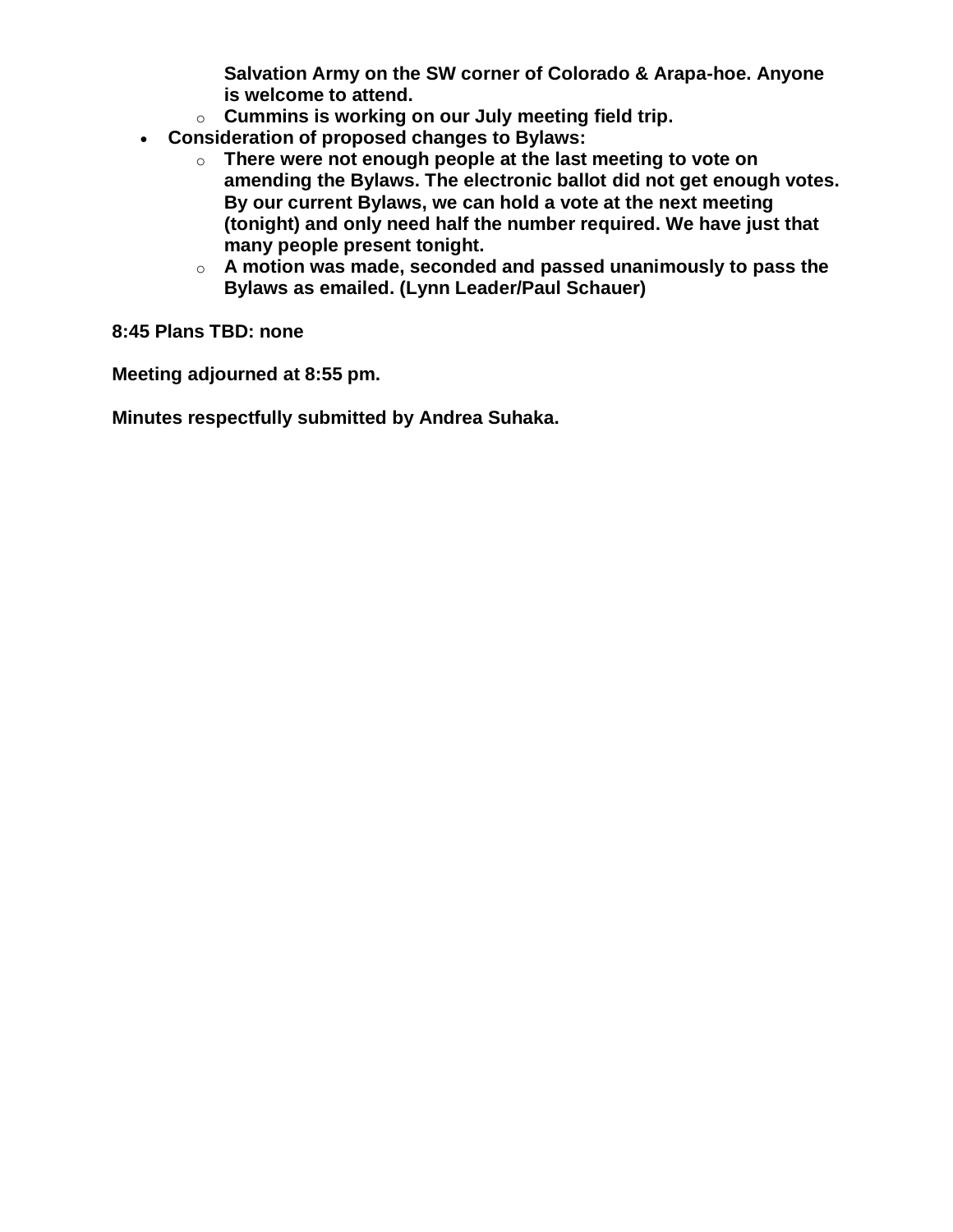- **Salvation Army on the SW corner of Colorado & Arapa-hoe. Anyone is welcome to attend.**
    - **Cummins is working on our July meeting field trip.**
- **Consideration of proposed changes to Bylaws:**
    - **There were not enough people at the last meeting to vote on amending the Bylaws. The electronic ballot did not get enough votes. By our current Bylaws, we can hold a vote at the next meeting (tonight) and only need half the number required. We have just that many people present tonight.**
    - **A motion was made, seconded and passed unanimously to pass the Bylaws as emailed. (Lynn Leader/Paul Schauer)**

**8:45 Plans TBD: none**

**Meeting adjourned at 8:55 pm.**

**Minutes respectfully submitted by Andrea Suhaka.**